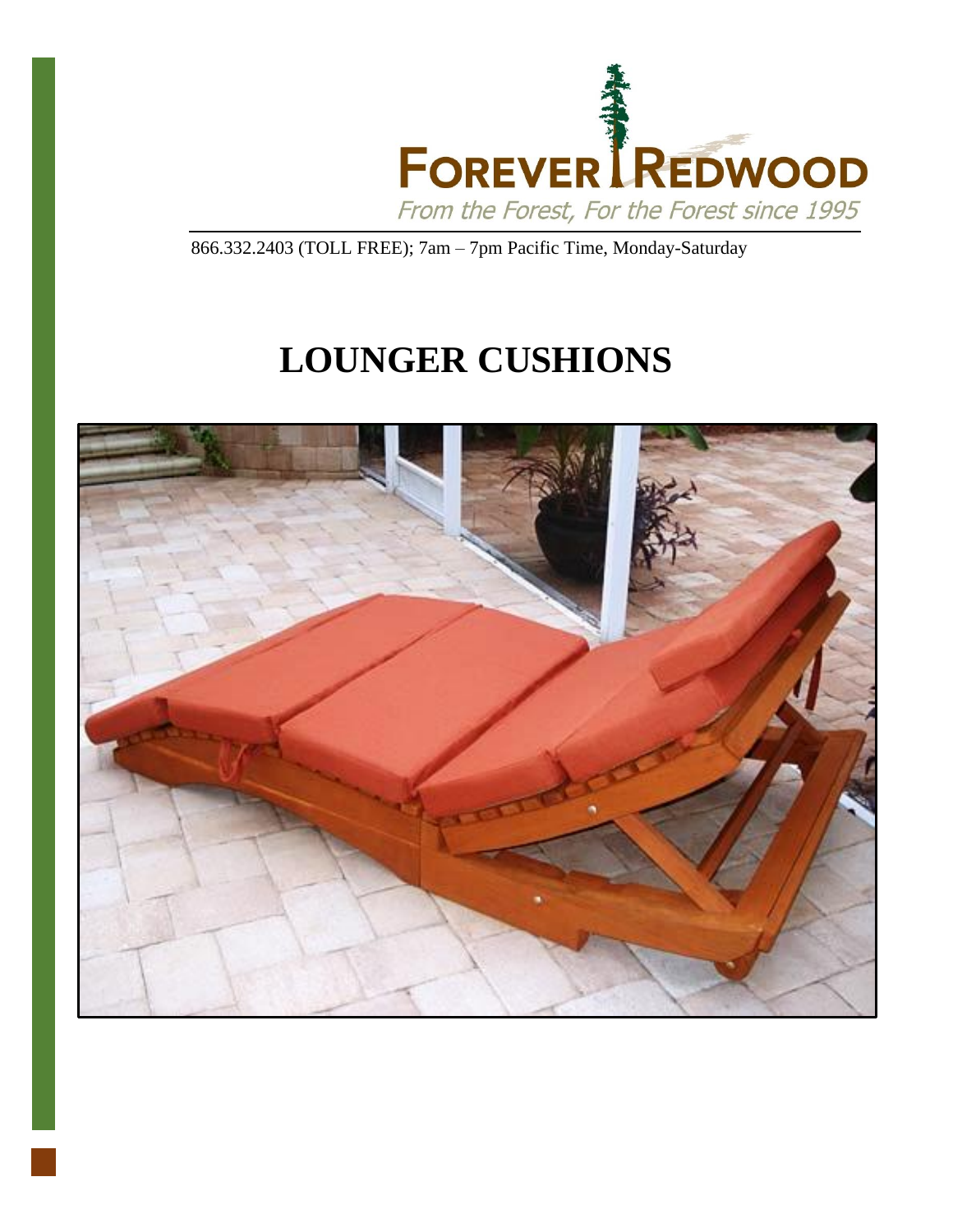FOREVER REDWOOD

*From the Forest, For the Forest since 1995*

866.332.2403 (TOLL FREE); 7am – 7pm Pacific Time, Monday-Saturday

# LOUNGER CUSHIONS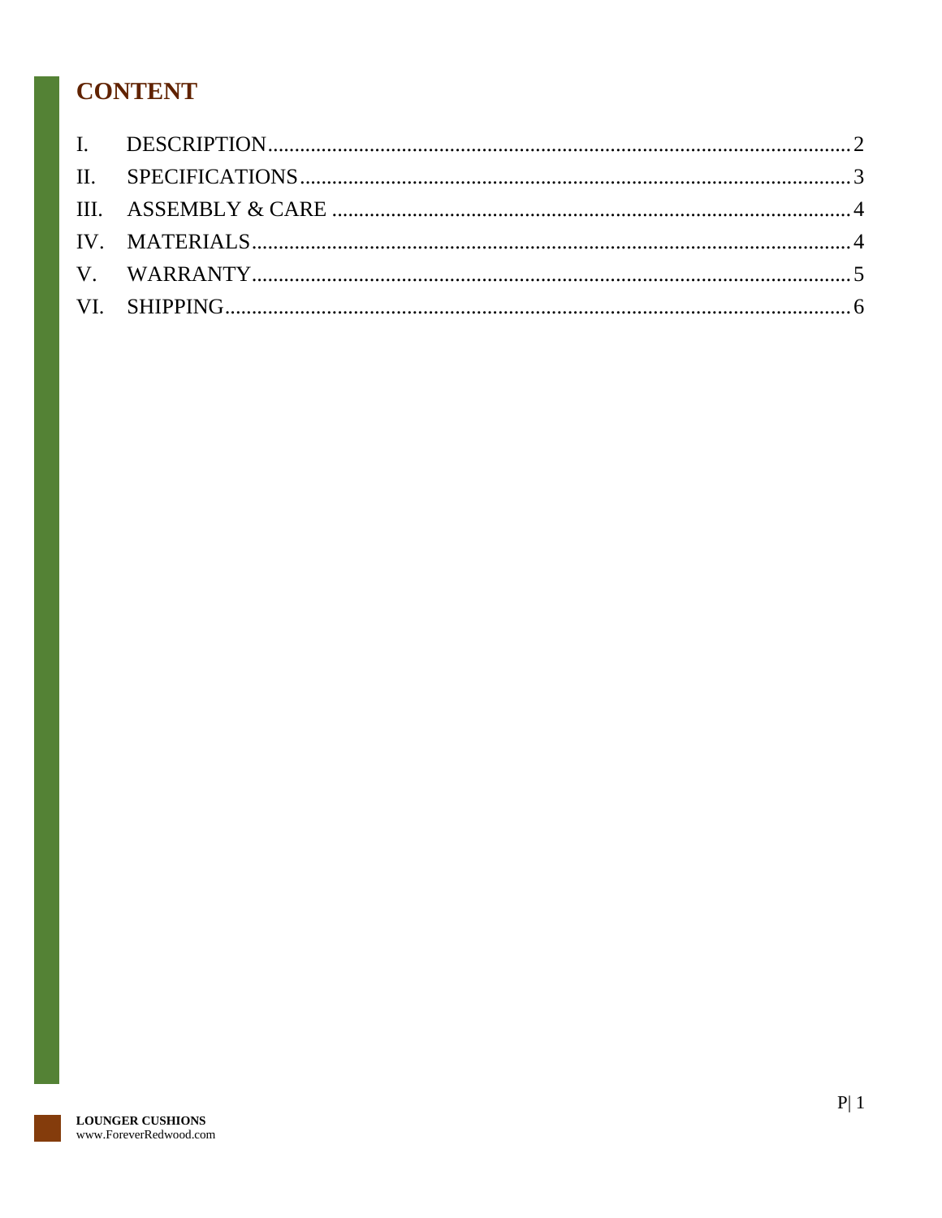# CONTENT

I. DESCRIPTION ........................................................ 2
II. SPECIFICATIONS .................................................. 3
III. ASSEMBLY & CARE ............................................... 4
IV. MATERIALS ........................................................... 4
V. WARRANTY ............................................................ 5
VI. SHIPPING .............................................................. 6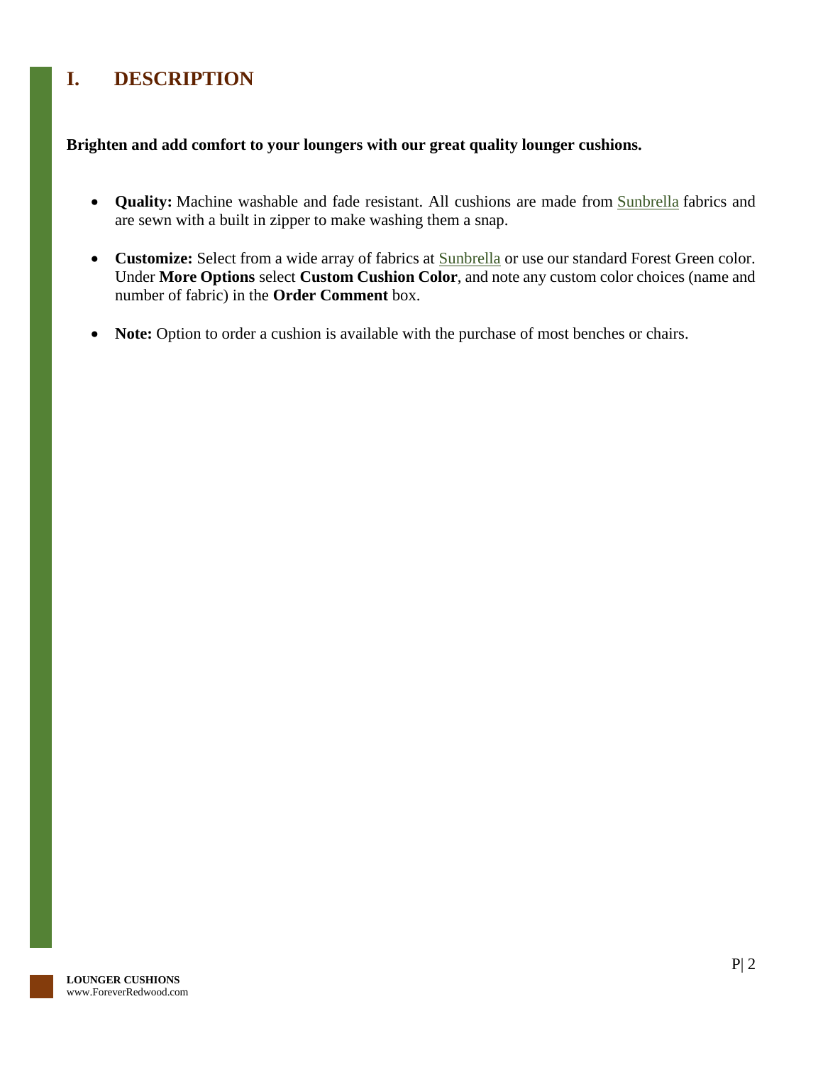# I. DESCRIPTION

**Brighten and add comfort to your loungers with our great quality lounger cushions.**

- **Quality:** Machine washable and fade resistant. All cushions are made from Sunbrella fabrics and are sewn with a built in zipper to make washing them a snap.
- **Customize:** Select from a wide array of fabrics at Sunbrella or use our standard Forest Green color. Under **More Options** select **Custom Cushion Color**, and note any custom color choices (name and number of fabric) in the **Order Comment** box.
- **Note:** Option to order a cushion is available with the purchase of most benches or chairs.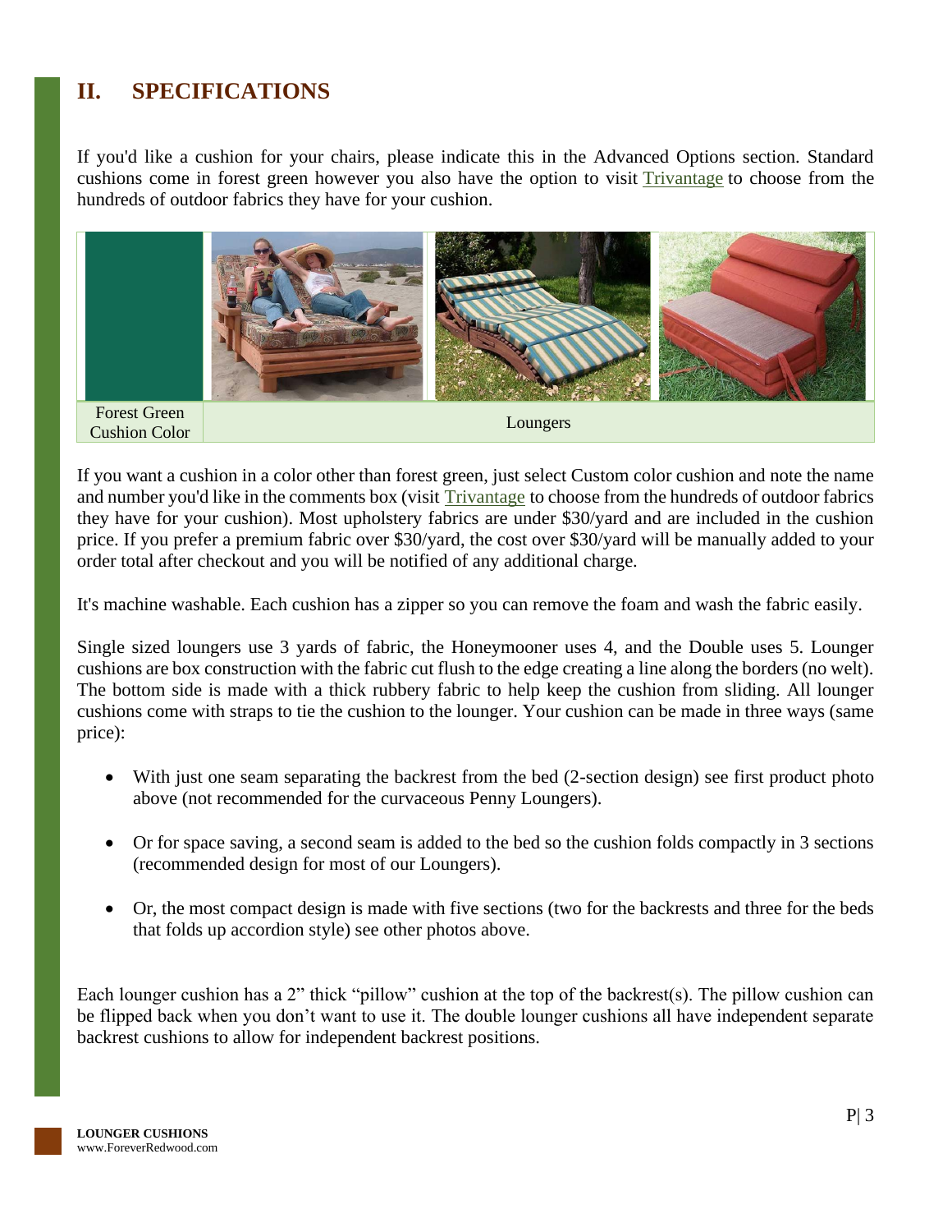## II. SPECIFICATIONS

If you'd like a cushion for your chairs, please indicate this in the Advanced Options section. Standard cushions come in forest green however you also have the option to visit Trivantage to choose from the hundreds of outdoor fabrics they have for your cushion.

| Forest Green Cushion Color | Loungers |
|---|---|

If you want a cushion in a color other than forest green, just select Custom color cushion and note the name and number you'd like in the comments box (visit Trivantage to choose from the hundreds of outdoor fabrics they have for your cushion). Most upholstery fabrics are under $30/yard and are included in the cushion price. If you prefer a premium fabric over $30/yard, the cost over $30/yard will be manually added to your order total after checkout and you will be notified of any additional charge.

It's machine washable. Each cushion has a zipper so you can remove the foam and wash the fabric easily.

Single sized loungers use 3 yards of fabric, the Honeymooner uses 4, and the Double uses 5. Lounger cushions are box construction with the fabric cut flush to the edge creating a line along the borders (no welt). The bottom side is made with a thick rubbery fabric to help keep the cushion from sliding. All lounger cushions come with straps to tie the cushion to the lounger. Your cushion can be made in three ways (same price):

- With just one seam separating the backrest from the bed (2-section design) see first product photo above (not recommended for the curvaceous Penny Loungers).
- Or for space saving, a second seam is added to the bed so the cushion folds compactly in 3 sections (recommended design for most of our Loungers).
- Or, the most compact design is made with five sections (two for the backrests and three for the beds that folds up accordion style) see other photos above.

Each lounger cushion has a 2" thick "pillow" cushion at the top of the backrest(s). The pillow cushion can be flipped back when you don't want to use it. The double lounger cushions all have independent separate backrest cushions to allow for independent backrest positions.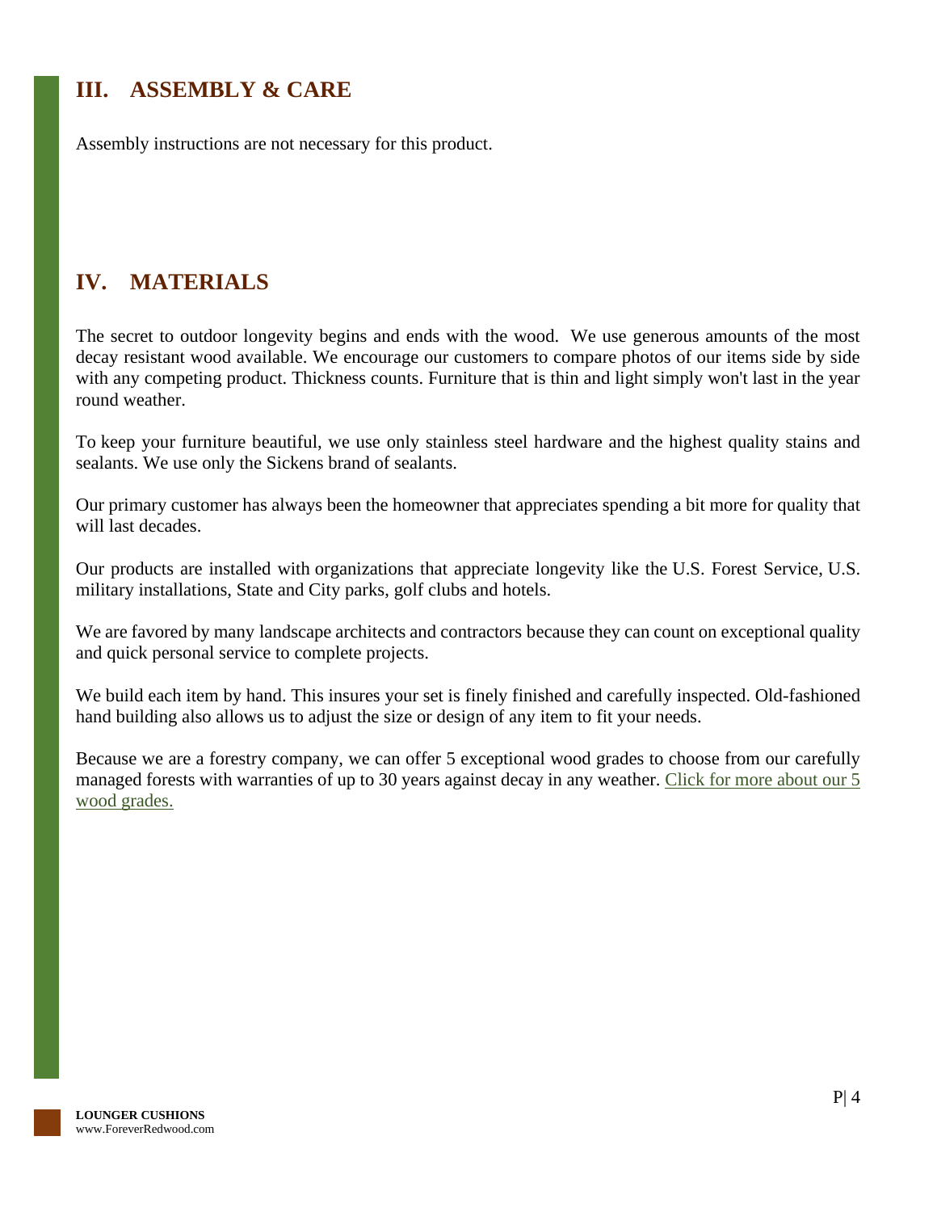## III. ASSEMBLY & CARE

Assembly instructions are not necessary for this product.

## IV. MATERIALS

The secret to outdoor longevity begins and ends with the wood. We use generous amounts of the most decay resistant wood available. We encourage our customers to compare photos of our items side by side with any competing product. Thickness counts. Furniture that is thin and light simply won't last in the year round weather.

To keep your furniture beautiful, we use only stainless steel hardware and the highest quality stains and sealants. We use only the Sickens brand of sealants.

Our primary customer has always been the homeowner that appreciates spending a bit more for quality that will last decades.

Our products are installed with organizations that appreciate longevity like the U.S. Forest Service, U.S. military installations, State and City parks, golf clubs and hotels.

We are favored by many landscape architects and contractors because they can count on exceptional quality and quick personal service to complete projects.

We build each item by hand. This insures your set is finely finished and carefully inspected. Old-fashioned hand building also allows us to adjust the size or design of any item to fit your needs.

Because we are a forestry company, we can offer 5 exceptional wood grades to choose from our carefully managed forests with warranties of up to 30 years against decay in any weather. Click for more about our 5 wood grades.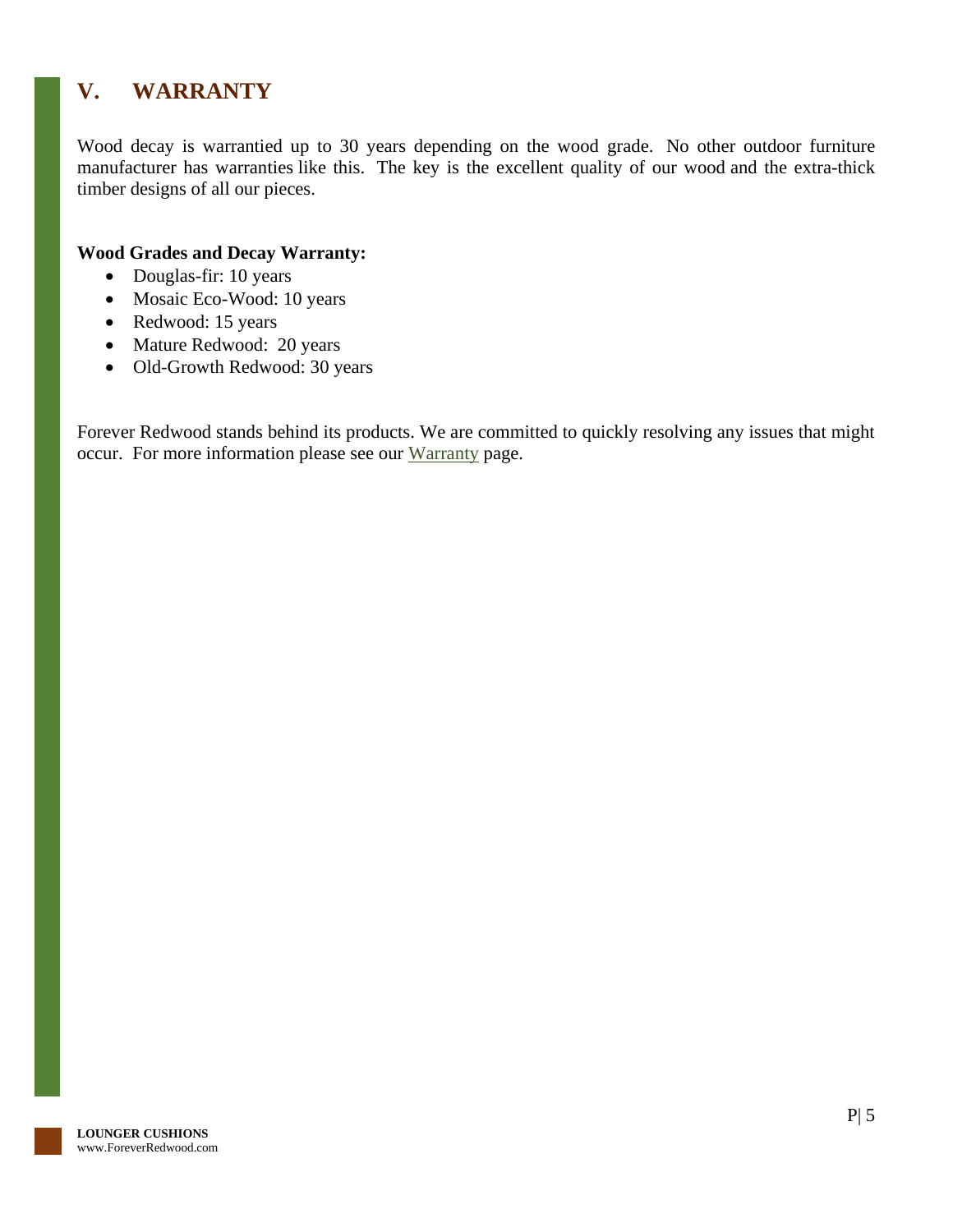## V. WARRANTY

Wood decay is warrantied up to 30 years depending on the wood grade. No other outdoor furniture manufacturer has warranties like this. The key is the excellent quality of our wood and the extra-thick timber designs of all our pieces.

**Wood Grades and Decay Warranty:**

- Douglas-fir: 10 years
- Mosaic Eco-Wood: 10 years
- Redwood: 15 years
- Mature Redwood: 20 years
- Old-Growth Redwood: 30 years

Forever Redwood stands behind its products. We are committed to quickly resolving any issues that might occur. For more information please see our Warranty page.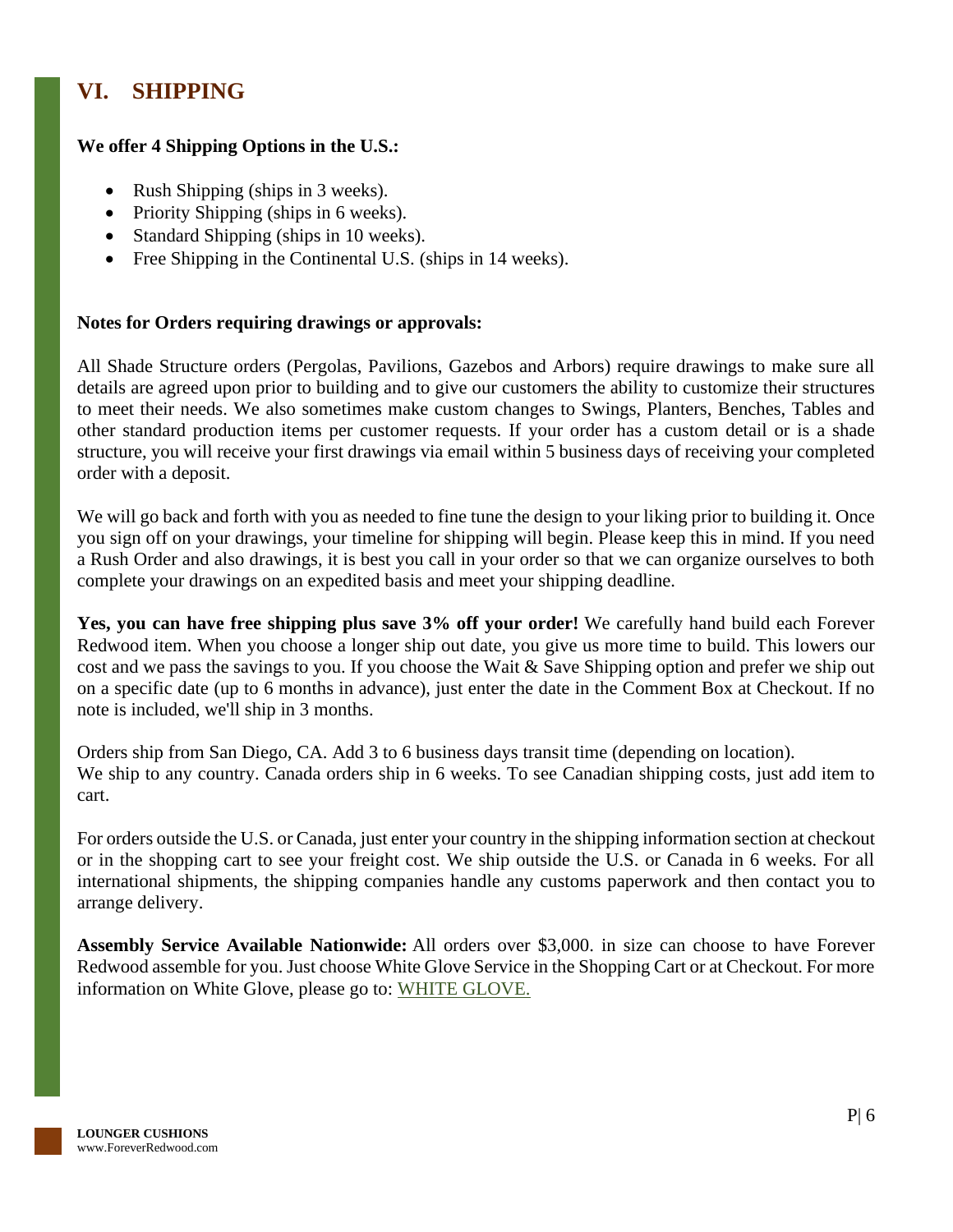## VI. SHIPPING

**We offer 4 Shipping Options in the U.S.:**

- Rush Shipping (ships in 3 weeks).
- Priority Shipping (ships in 6 weeks).
- Standard Shipping (ships in 10 weeks).
- Free Shipping in the Continental U.S. (ships in 14 weeks).

**Notes for Orders requiring drawings or approvals:**

All Shade Structure orders (Pergolas, Pavilions, Gazebos and Arbors) require drawings to make sure all details are agreed upon prior to building and to give our customers the ability to customize their structures to meet their needs. We also sometimes make custom changes to Swings, Planters, Benches, Tables and other standard production items per customer requests. If your order has a custom detail or is a shade structure, you will receive your first drawings via email within 5 business days of receiving your completed order with a deposit.

We will go back and forth with you as needed to fine tune the design to your liking prior to building it. Once you sign off on your drawings, your timeline for shipping will begin. Please keep this in mind. If you need a Rush Order and also drawings, it is best you call in your order so that we can organize ourselves to both complete your drawings on an expedited basis and meet your shipping deadline.

**Yes, you can have free shipping plus save 3% off your order!** We carefully hand build each Forever Redwood item. When you choose a longer ship out date, you give us more time to build. This lowers our cost and we pass the savings to you. If you choose the Wait & Save Shipping option and prefer we ship out on a specific date (up to 6 months in advance), just enter the date in the Comment Box at Checkout. If no note is included, we'll ship in 3 months.

Orders ship from San Diego, CA. Add 3 to 6 business days transit time (depending on location).
We ship to any country. Canada orders ship in 6 weeks. To see Canadian shipping costs, just add item to cart.

For orders outside the U.S. or Canada, just enter your country in the shipping information section at checkout or in the shopping cart to see your freight cost. We ship outside the U.S. or Canada in 6 weeks. For all international shipments, the shipping companies handle any customs paperwork and then contact you to arrange delivery.

**Assembly Service Available Nationwide:** All orders over $3,000. in size can choose to have Forever Redwood assemble for you. Just choose White Glove Service in the Shopping Cart or at Checkout. For more information on White Glove, please go to: WHITE GLOVE.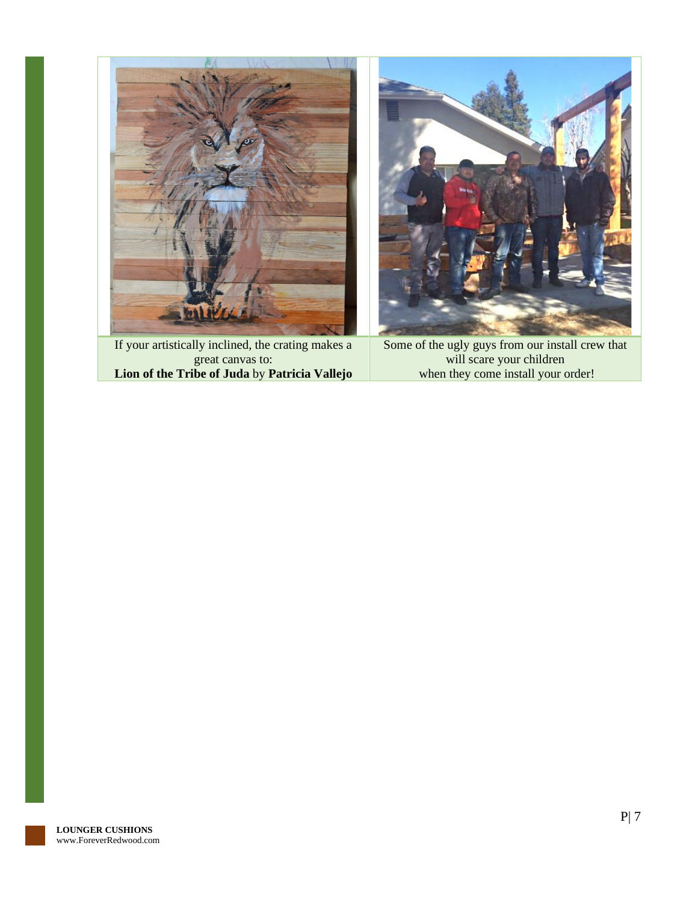| | |
|---|---|
| If your artistically inclined, the crating makes a great canvas to: **Lion of the Tribe of Juda** by **Patricia Vallejo** | Some of the ugly guys from our install crew that will scare your children when they come install your order! |